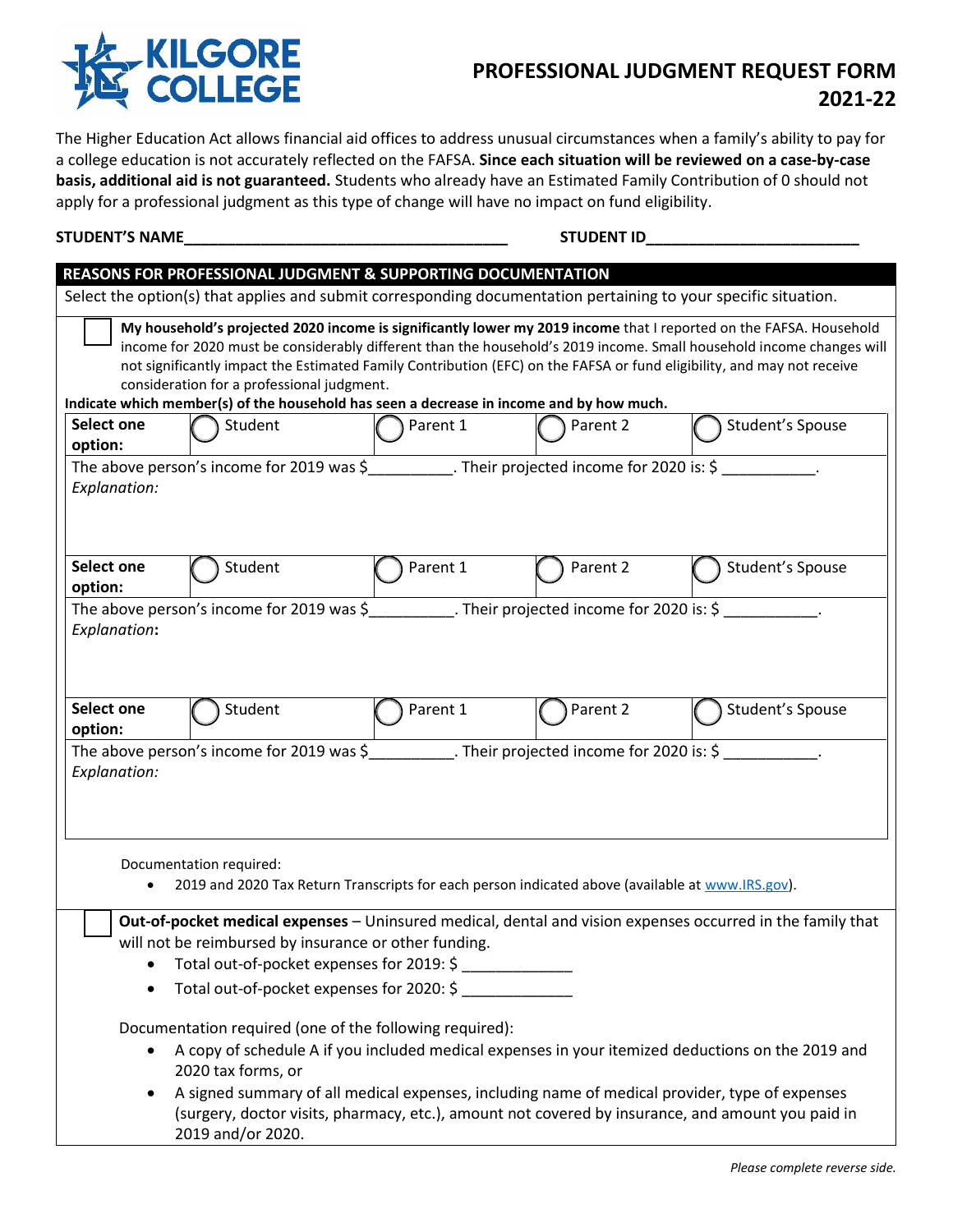# KILGORE COLLEGE

# PROFESSIONAL JUDGMENT REQUEST FORM 2021-22

The Higher Education Act allows financial aid offices to address unusual circumstances when a family's ability to pay for a college education is not accurately reflected on the FAFSA. **Since each situation will be reviewed on a case-by-case basis, additional aid is not guaranteed.** Students who already have an Estimated Family Contribution of 0 should not apply for a professional judgment as this type of change will have no impact on fund eligibility.

**STUDENT'S NAME**______________________________________ **STUDENT ID**________________________

## REASONS FOR PROFESSIONAL JUDGMENT & SUPPORTING DOCUMENTATION

Select the option(s) that applies and submit corresponding documentation pertaining to your specific situation.

☐ **My household's projected 2020 income is significantly lower my 2019 income** that I reported on the FAFSA. Household income for 2020 must be considerably different than the household's 2019 income. Small household income changes will not significantly impact the Estimated Family Contribution (EFC) on the FAFSA or fund eligibility, and may not receive consideration for a professional judgment.

**Indicate which member(s) of the household has seen a decrease in income and by how much.**

| **Select one option:** | ◯ Student | ◯ Parent 1 | ◯ Parent 2 | ◯ Student's Spouse |
|---|---|---|---|---|
| The above person's income for 2019 was $__________. Their projected income for 2020 is: $ ___________. *Explanation:* | | | | |
| **Select one option:** | ◯ Student | ◯ Parent 1 | ◯ Parent 2 | ◯ Student's Spouse |
| The above person's income for 2019 was $__________. Their projected income for 2020 is: $ ___________. *Explanation*: | | | | |
| **Select one option:** | ◯ Student | ◯ Parent 1 | ◯ Parent 2 | ◯ Student's Spouse |
| The above person's income for 2019 was $__________. Their projected income for 2020 is: $ ___________. *Explanation:* | | | | |

Documentation required:

- 2019 and 2020 Tax Return Transcripts for each person indicated above (available at www.IRS.gov).

☐ **Out-of-pocket medical expenses** – Uninsured medical, dental and vision expenses occurred in the family that will not be reimbursed by insurance or other funding.

- Total out-of-pocket expenses for 2019: $ _____________
- Total out-of-pocket expenses for 2020: $ _____________

Documentation required (one of the following required):

- A copy of schedule A if you included medical expenses in your itemized deductions on the 2019 and 2020 tax forms, or
- A signed summary of all medical expenses, including name of medical provider, type of expenses (surgery, doctor visits, pharmacy, etc.), amount not covered by insurance, and amount you paid in 2019 and/or 2020.

*Please complete reverse side.*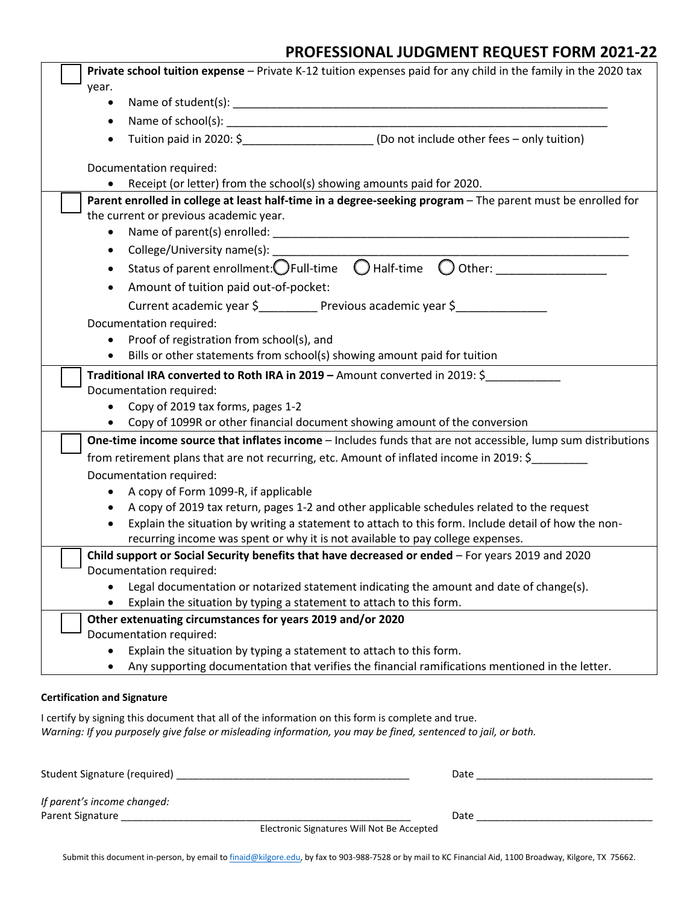# PROFESSIONAL JUDGMENT REQUEST FORM 2021-22

☐ **Private school tuition expense** – Private K-12 tuition expenses paid for any child in the family in the 2020 tax year.

- Name of student(s): ________________________________________________________________
- Name of school(s): ________________________________________________________________
- Tuition paid in 2020: $____________________ (Do not include other fees – only tuition)

Documentation required:

- Receipt (or letter) from the school(s) showing amounts paid for 2020.

☐ **Parent enrolled in college at least half-time in a degree-seeking program** – The parent must be enrolled for the current or previous academic year.

- Name of parent(s) enrolled: ________________________________________________________________
- College/University name(s): ________________________________________________________________
- Status of parent enrollment: ◯ Full-time ◯ Half-time ◯ Other: ________________
- Amount of tuition paid out-of-pocket:

  Current academic year $_________ Previous academic year $______________

Documentation required:

- Proof of registration from school(s), and
- Bills or other statements from school(s) showing amount paid for tuition

☐ **Traditional IRA converted to Roth IRA in 2019 –** Amount converted in 2019: $___________

Documentation required:

- Copy of 2019 tax forms, pages 1-2
- Copy of 1099R or other financial document showing amount of the conversion

☐ **One-time income source that inflates income** – Includes funds that are not accessible, lump sum distributions from retirement plans that are not recurring, etc. Amount of inflated income in 2019: $_________

Documentation required:

- A copy of Form 1099-R, if applicable
- A copy of 2019 tax return, pages 1-2 and other applicable schedules related to the request
- Explain the situation by writing a statement to attach to this form. Include detail of how the non-recurring income was spent or why it is not available to pay college expenses.

☐ **Child support or Social Security benefits that have decreased or ended** – For years 2019 and 2020

Documentation required:

- Legal documentation or notarized statement indicating the amount and date of change(s).
- Explain the situation by typing a statement to attach to this form.

☐ **Other extenuating circumstances for years 2019 and/or 2020**

Documentation required:

- Explain the situation by typing a statement to attach to this form.
- Any supporting documentation that verifies the financial ramifications mentioned in the letter.

**Certification and Signature**

I certify by signing this document that all of the information on this form is complete and true.
*Warning: If you purposely give false or misleading information, you may be fined, sentenced to jail, or both.*

Student Signature (required) ________________________________________ Date ______________________________

*If parent's income changed:*
Parent Signature ________________________________________________ Date ______________________________

Electronic Signatures Will Not Be Accepted

Submit this document in-person, by email to finaid@kilgore.edu, by fax to 903-988-7528 or by mail to KC Financial Aid, 1100 Broadway, Kilgore, TX 75662.